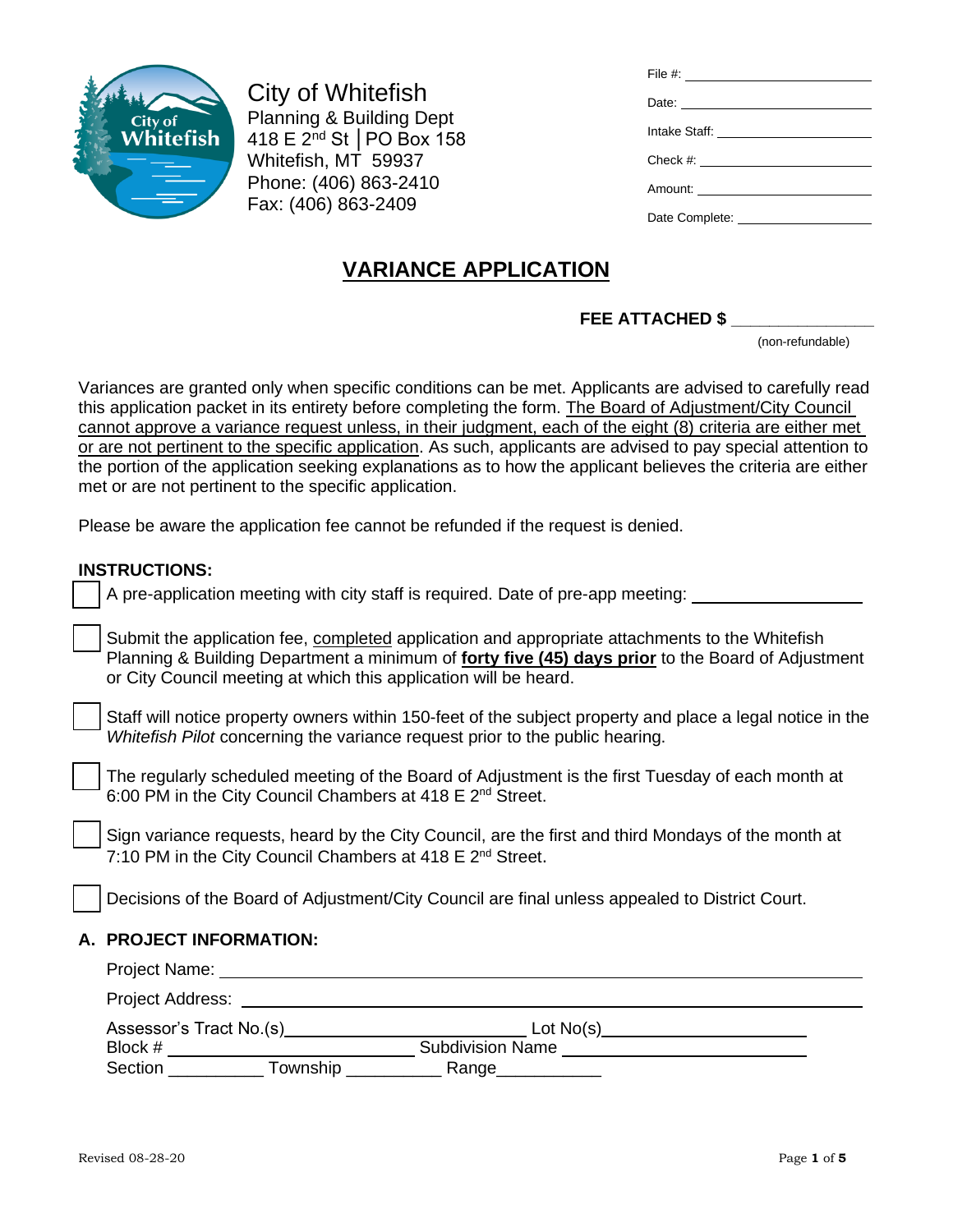City of Whitefish
Planning & Building Dept
418 E 2nd St | PO Box 158
Whitefish, MT 59937
Phone: (406) 863-2410
Fax: (406) 863-2409

File #: ____________________

Date: ____________________

Intake Staff: ____________________

Check #: ____________________

Amount: ____________________

Date Complete: ____________________

# VARIANCE APPLICATION

**FEE ATTACHED $ _______________**
(non-refundable)

Variances are granted only when specific conditions can be met. Applicants are advised to carefully read this application packet in its entirety before completing the form. The Board of Adjustment/City Council cannot approve a variance request unless, in their judgment, each of the eight (8) criteria are either met or are not pertinent to the specific application. As such, applicants are advised to pay special attention to the portion of the application seeking explanations as to how the applicant believes the criteria are either met or are not pertinent to the specific application.

Please be aware the application fee cannot be refunded if the request is denied.

**INSTRUCTIONS:**

- ☐ A pre-application meeting with city staff is required. Date of pre-app meeting: ____________________
- ☐ Submit the application fee, completed application and appropriate attachments to the Whitefish Planning & Building Department a minimum of **forty five (45) days prior** to the Board of Adjustment or City Council meeting at which this application will be heard.
- ☐ Staff will notice property owners within 150-feet of the subject property and place a legal notice in the *Whitefish Pilot* concerning the variance request prior to the public hearing.
- ☐ The regularly scheduled meeting of the Board of Adjustment is the first Tuesday of each month at 6:00 PM in the City Council Chambers at 418 E 2nd Street.
- ☐ Sign variance requests, heard by the City Council, are the first and third Mondays of the month at 7:10 PM in the City Council Chambers at 418 E 2nd Street.
- ☐ Decisions of the Board of Adjustment/City Council are final unless appealed to District Court.

**A. PROJECT INFORMATION:**

Project Name: ____________________________________________

Project Address: ____________________________________________

Assessor's Tract No.(s) ____________________ Lot No(s) ____________________

Block # ____________________ Subdivision Name ____________________

Section __________ Township __________ Range ___________

Revised 08-28-20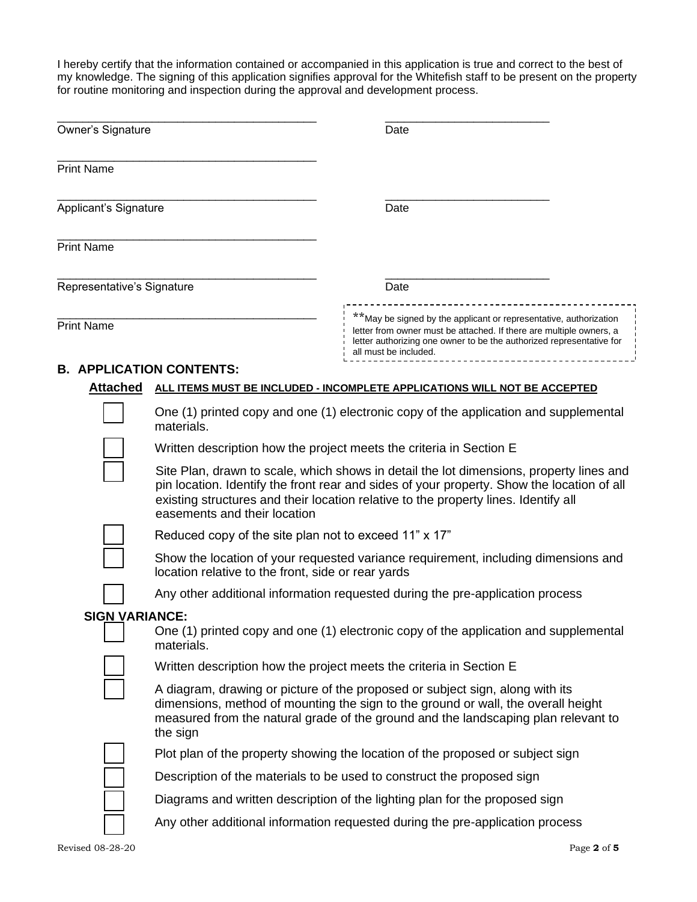I hereby certify that the information contained or accompanied in this application is true and correct to the best of my knowledge. The signing of this application signifies approval for the Whitefish staff to be present on the property for routine monitoring and inspection during the approval and development process.

_________________________________________ _________________________
Owner's Signature Date

_________________________________________
Print Name

_________________________________________ _________________________
Applicant's Signature Date

_________________________________________
Print Name

_________________________________________ _________________________
Representative's Signature Date

_________________________________________
Print Name

> **May be signed by the applicant or representative, authorization letter from owner must be attached. If there are multiple owners, a letter authorizing one owner to be the authorized representative for all must be included.

## B. APPLICATION CONTENTS:

**Attached** **ALL ITEMS MUST BE INCLUDED - INCOMPLETE APPLICATIONS WILL NOT BE ACCEPTED**

- [ ] One (1) printed copy and one (1) electronic copy of the application and supplemental materials.
- [ ] Written description how the project meets the criteria in Section E
- [ ] Site Plan, drawn to scale, which shows in detail the lot dimensions, property lines and pin location. Identify the front rear and sides of your property. Show the location of all existing structures and their location relative to the property lines. Identify all easements and their location
- [ ] Reduced copy of the site plan not to exceed 11" x 17"
- [ ] Show the location of your requested variance requirement, including dimensions and location relative to the front, side or rear yards
- [ ] Any other additional information requested during the pre-application process

**SIGN VARIANCE:**

- [ ] One (1) printed copy and one (1) electronic copy of the application and supplemental materials.
- [ ] Written description how the project meets the criteria in Section E
- [ ] A diagram, drawing or picture of the proposed or subject sign, along with its dimensions, method of mounting the sign to the ground or wall, the overall height measured from the natural grade of the ground and the landscaping plan relevant to the sign
- [ ] Plot plan of the property showing the location of the proposed or subject sign
- [ ] Description of the materials to be used to construct the proposed sign
- [ ] Diagrams and written description of the lighting plan for the proposed sign
- [ ] Any other additional information requested during the pre-application process

Revised 08-28-20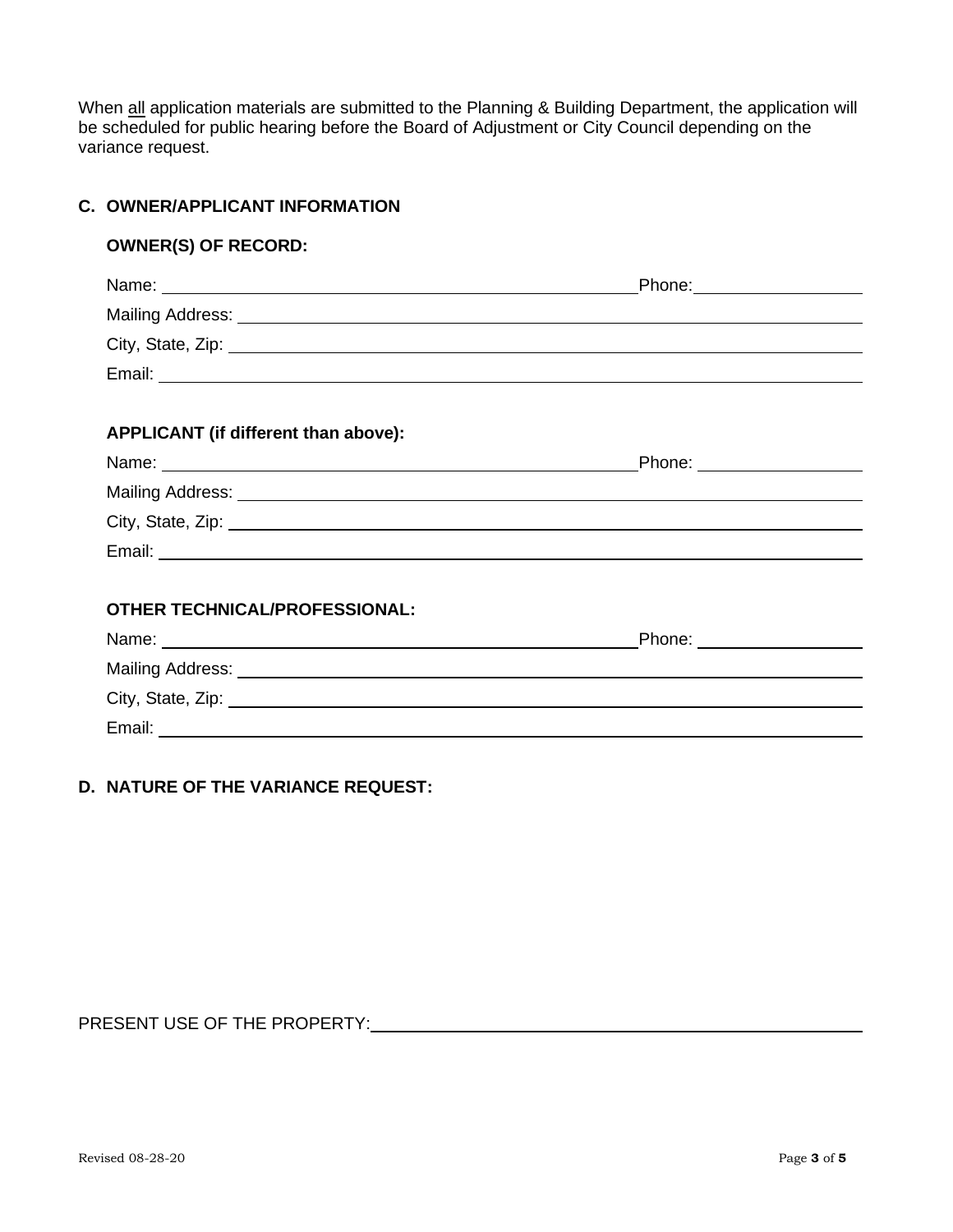When all application materials are submitted to the Planning & Building Department, the application will be scheduled for public hearing before the Board of Adjustment or City Council depending on the variance request.

## C. OWNER/APPLICANT INFORMATION

### OWNER(S) OF RECORD:

Name: ______________________________ Phone: ______________

Mailing Address: ______________________________

City, State, Zip: ______________________________

Email: ______________________________

### APPLICANT (if different than above):

Name: ______________________________ Phone: ______________

Mailing Address: ______________________________

City, State, Zip: ______________________________

Email: ______________________________

### OTHER TECHNICAL/PROFESSIONAL:

Name: ______________________________ Phone: ______________

Mailing Address: ______________________________

City, State, Zip: ______________________________

Email: ______________________________

## D. NATURE OF THE VARIANCE REQUEST:

PRESENT USE OF THE PROPERTY: ______________________________

Revised 08-28-20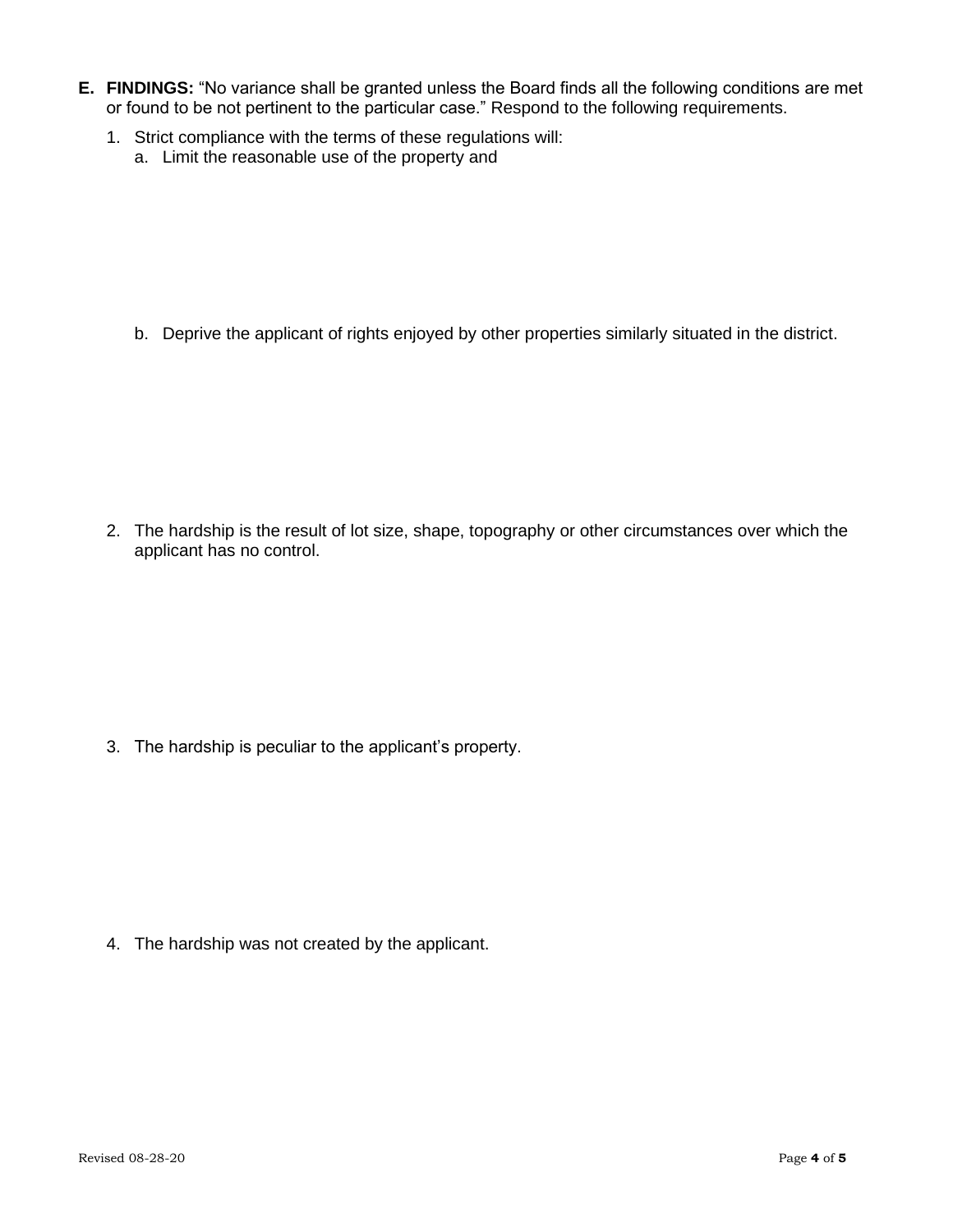**E. FINDINGS:** "No variance shall be granted unless the Board finds all the following conditions are met or found to be not pertinent to the particular case." Respond to the following requirements.

1. Strict compliance with the terms of these regulations will:
   a. Limit the reasonable use of the property and

   b. Deprive the applicant of rights enjoyed by other properties similarly situated in the district.

2. The hardship is the result of lot size, shape, topography or other circumstances over which the applicant has no control.

3. The hardship is peculiar to the applicant's property.

4. The hardship was not created by the applicant.

Revised 08-28-20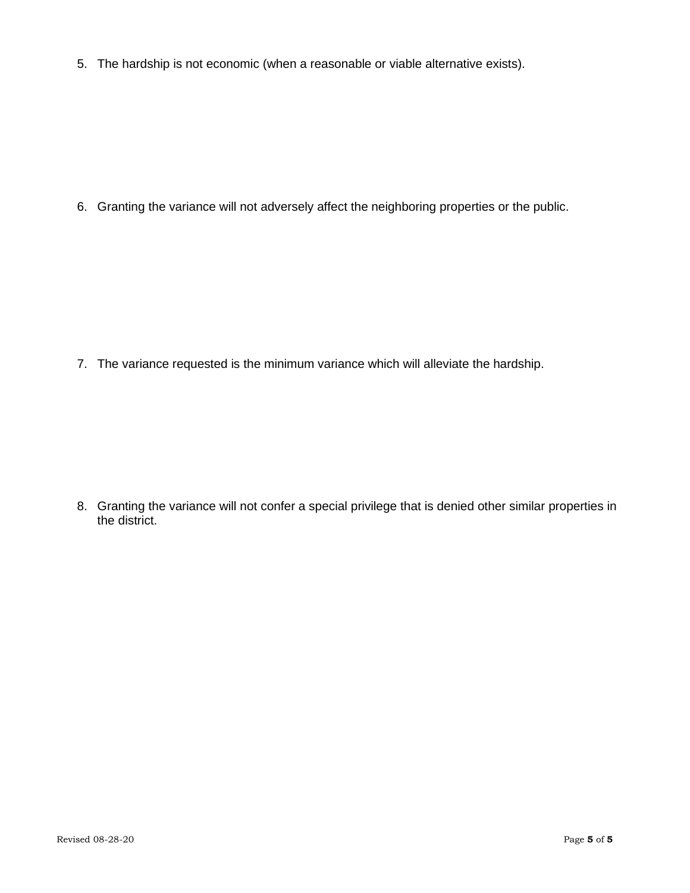5. The hardship is not economic (when a reasonable or viable alternative exists).

6. Granting the variance will not adversely affect the neighboring properties or the public.

7. The variance requested is the minimum variance which will alleviate the hardship.

8. Granting the variance will not confer a special privilege that is denied other similar properties in the district.